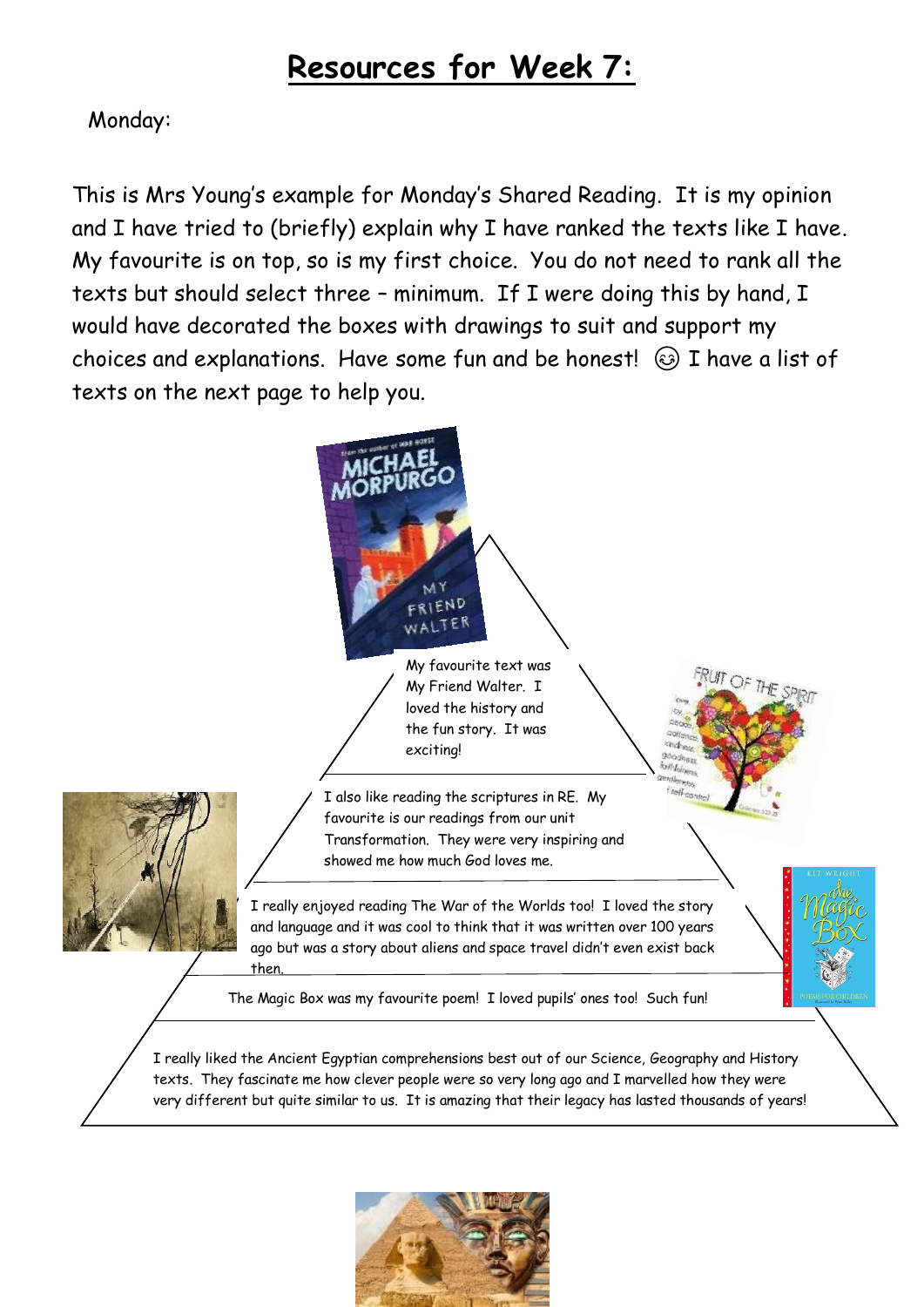# Resources for Week 7:

Monday:

This is Mrs Young's example for Monday's Shared Reading. It is my opinion and I have tried to (briefly) explain why I have ranked the texts like I have. My favourite is on top, so is my first choice. You do not need to rank all the texts but should select three – minimum. If I were doing this by hand, I would have decorated the boxes with drawings to suit and support my choices and explanations. Have some fun and be honest! 😊 I have a list of texts on the next page to help you.

My favourite text was My Friend Walter. I loved the history and the fun story. It was exciting!

I also like reading the scriptures in RE. My favourite is our readings from our unit Transformation. They were very inspiring and showed me how much God loves me.

I really enjoyed reading The War of the Worlds too! I loved the story and language and it was cool to think that it was written over 100 years ago but was a story about aliens and space travel didn't even exist back then.

The Magic Box was my favourite poem! I loved pupils' ones too! Such fun!

I really liked the Ancient Egyptian comprehensions best out of our Science, Geography and History texts. They fascinate me how clever people were so very long ago and I marvelled how they were very different but quite similar to us. It is amazing that their legacy has lasted thousands of years!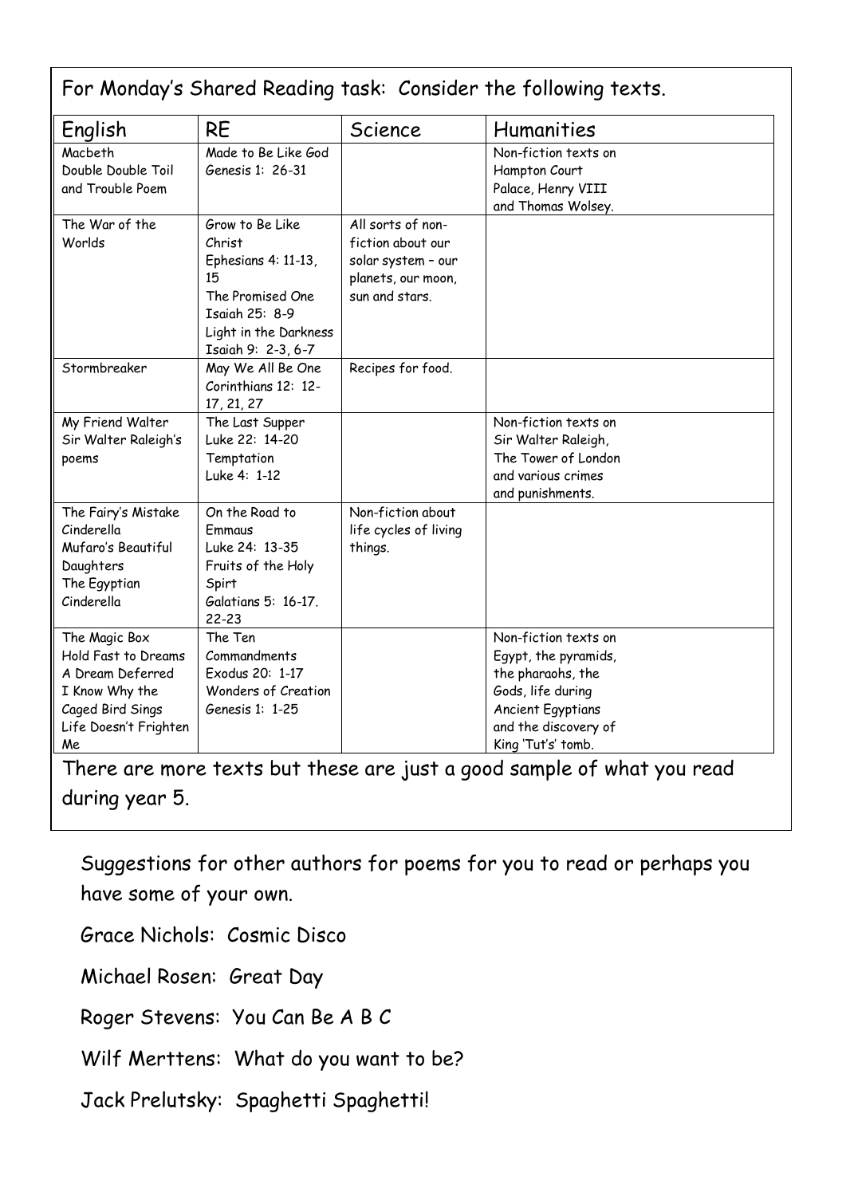For Monday's Shared Reading task: Consider the following texts.

| English | RE | Science | Humanities |
|---|---|---|---|
| Macbeth<br>Double Double Toil and Trouble Poem | Made to Be Like God<br>Genesis 1: 26-31 | | Non-fiction texts on Hampton Court Palace, Henry VIII and Thomas Wolsey. |
| The War of the Worlds | Grow to Be Like Christ<br>Ephesians 4: 11-13, 15<br>The Promised One<br>Isaiah 25: 8-9<br>Light in the Darkness<br>Isaiah 9: 2-3, 6-7 | All sorts of non-fiction about our solar system – our planets, our moon, sun and stars. | |
| Stormbreaker | May We All Be One<br>Corinthians 12: 12-17, 21, 27 | Recipes for food. | |
| My Friend Walter<br>Sir Walter Raleigh's poems | The Last Supper<br>Luke 22: 14-20<br>Temptation<br>Luke 4: 1-12 | | Non-fiction texts on Sir Walter Raleigh, The Tower of London and various crimes and punishments. |
| The Fairy's Mistake<br>Cinderella<br>Mufaro's Beautiful Daughters<br>The Egyptian Cinderella | On the Road to Emmaus<br>Luke 24: 13-35<br>Fruits of the Holy Spirt<br>Galatians 5: 16-17. 22-23 | Non-fiction about life cycles of living things. | |
| The Magic Box<br>Hold Fast to Dreams<br>A Dream Deferred<br>I Know Why the Caged Bird Sings<br>Life Doesn't Frighten Me | The Ten Commandments<br>Exodus 20: 1-17<br>Wonders of Creation<br>Genesis 1: 1-25 | | Non-fiction texts on Egypt, the pyramids, the pharaohs, the Gods, life during Ancient Egyptians and the discovery of King 'Tut's' tomb. |

There are more texts but these are just a good sample of what you read during year 5.

Suggestions for other authors for poems for you to read or perhaps you have some of your own.

Grace Nichols: Cosmic Disco

Michael Rosen: Great Day

Roger Stevens: You Can Be A B C

Wilf Merttens: What do you want to be?

Jack Prelutsky: Spaghetti Spaghetti!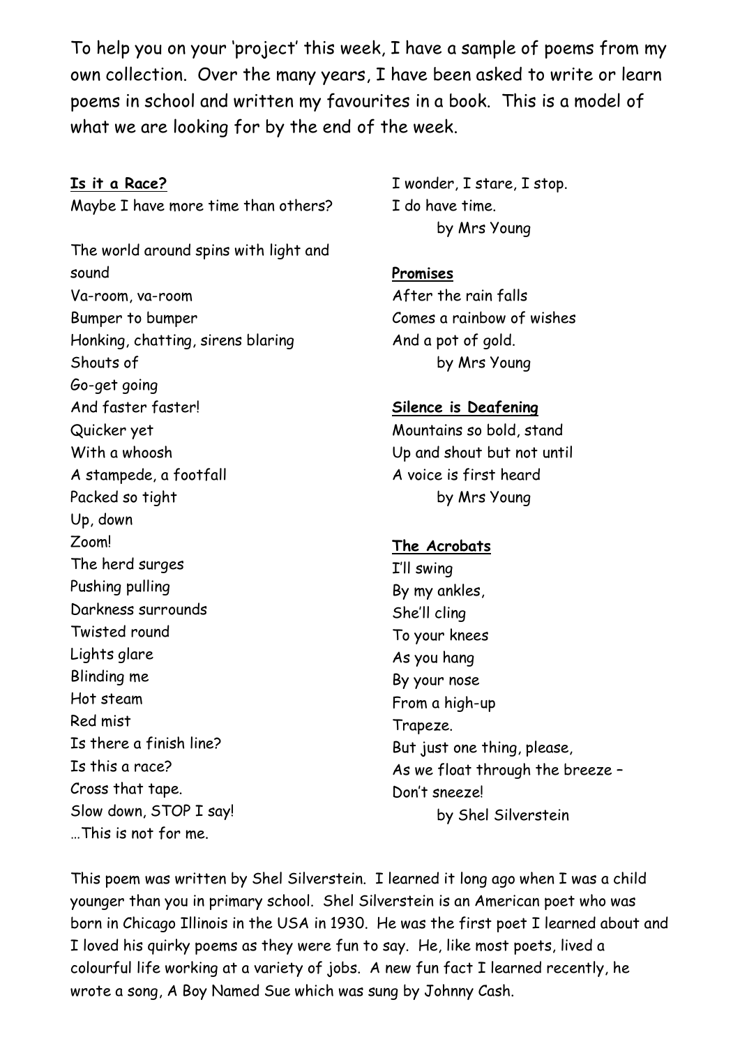To help you on your 'project' this week, I have a sample of poems from my own collection. Over the many years, I have been asked to write or learn poems in school and written my favourites in a book. This is a model of what we are looking for by the end of the week.

**Is it a Race?**

Maybe I have more time than others?

The world around spins with light and sound
Va-room, va-room
Bumper to bumper
Honking, chatting, sirens blaring
Shouts of
Go-get going
And faster faster!
Quicker yet
With a whoosh
A stampede, a footfall
Packed so tight
Up, down
Zoom!
The herd surges
Pushing pulling
Darkness surrounds
Twisted round
Lights glare
Blinding me
Hot steam
Red mist
Is there a finish line?
Is this a race?
Cross that tape.
Slow down, STOP I say!
…This is not for me.
I wonder, I stare, I stop.
I do have time.

by Mrs Young

**Promises**

After the rain falls
Comes a rainbow of wishes
And a pot of gold.

by Mrs Young

**Silence is Deafening**

Mountains so bold, stand
Up and shout but not until
A voice is first heard

by Mrs Young

**The Acrobats**

I'll swing
By my ankles,
She'll cling
To your knees
As you hang
By your nose
From a high-up
Trapeze.
But just one thing, please,
As we float through the breeze –
Don't sneeze!

by Shel Silverstein

This poem was written by Shel Silverstein. I learned it long ago when I was a child younger than you in primary school. Shel Silverstein is an American poet who was born in Chicago Illinois in the USA in 1930. He was the first poet I learned about and I loved his quirky poems as they were fun to say. He, like most poets, lived a colourful life working at a variety of jobs. A new fun fact I learned recently, he wrote a song, A Boy Named Sue which was sung by Johnny Cash.